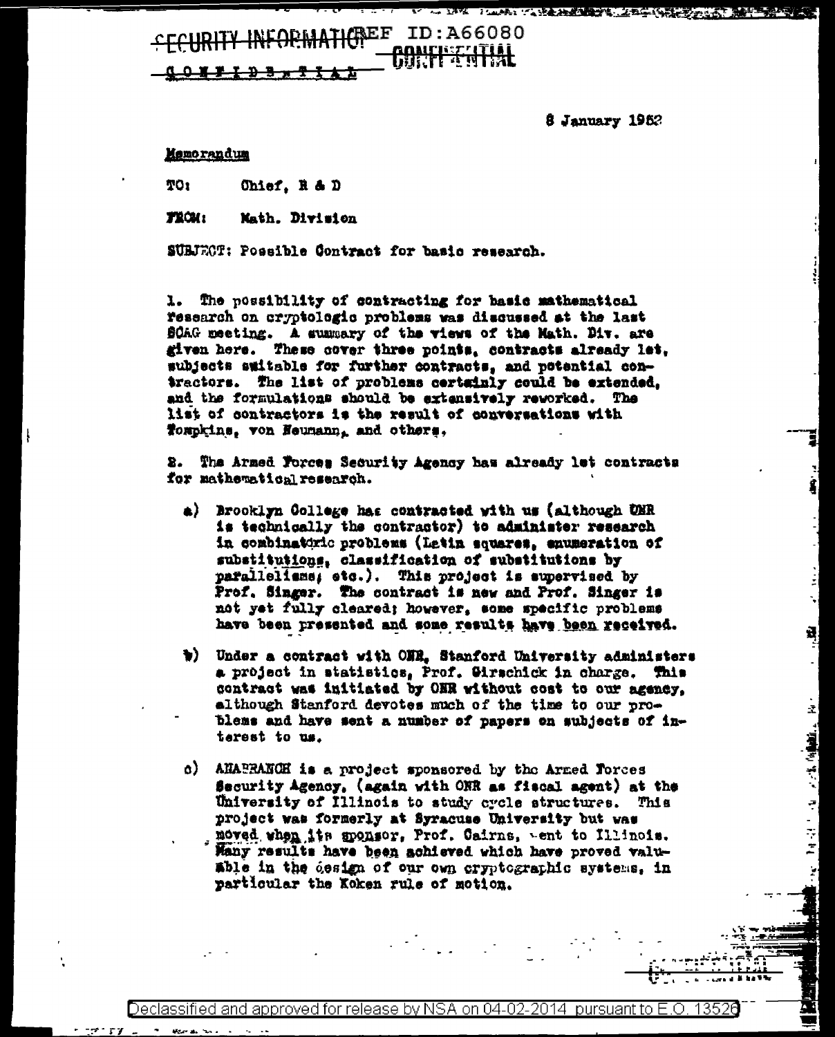SECURITY INFORMATION REF ID:A66080
CONFIDENTIAL
CONFIDENTIAL

8 January 1952

Memorandum

TO: Chief, R & D

FROM: Math. Division

SUBJECT: Possible Contract for basic research.

1. The possibility of contracting for basic mathematical research on cryptologic problems was discussed at the last SCAG meeting. A summary of the views of the Math. Div. are given here. These cover three points, contracts already let, subjects suitable for further contracts, and potential contractors. The list of problems certainly could be extended, and the formulations should be extensively reworked. The list of contractors is the result of conversations with Tompkins, von Neumann, and others.

2. The Armed Forces Security Agency has already let contracts for mathematical research.

a) Brooklyn College has contracted with us (although ONR is technically the contractor) to administer research in combinatoric problems (Latin squares, enumeration of substitutions, classification of substitutions by parallelisms; etc.). This project is supervised by Prof. Singer. The contract is new and Prof. Singer is not yet fully cleared; however, some specific problems have been presented and some results have been received.

b) Under a contract with ONR, Stanford University administers a project in statistics, Prof. Girschick in charge. This contract was initiated by ONR without cost to our agency, although Stanford devotes much of the time to our problems and have sent a number of papers on subjects of interest to us.

c) ANABRANCH is a project sponsored by the Armed Forces Security Agency, (again with ONR as fiscal agent) at the University of Illinois to study cycle structures. This project was formerly at Syracuse University but was moved when its sponsor, Prof. Cairns, went to Illinois. Many results have been achieved which have proved valuable in the design of our own cryptographic systems, in particular the Koken rule of motion.

Declassified and approved for release by NSA on 04-02-2014 pursuant to E.O. 13526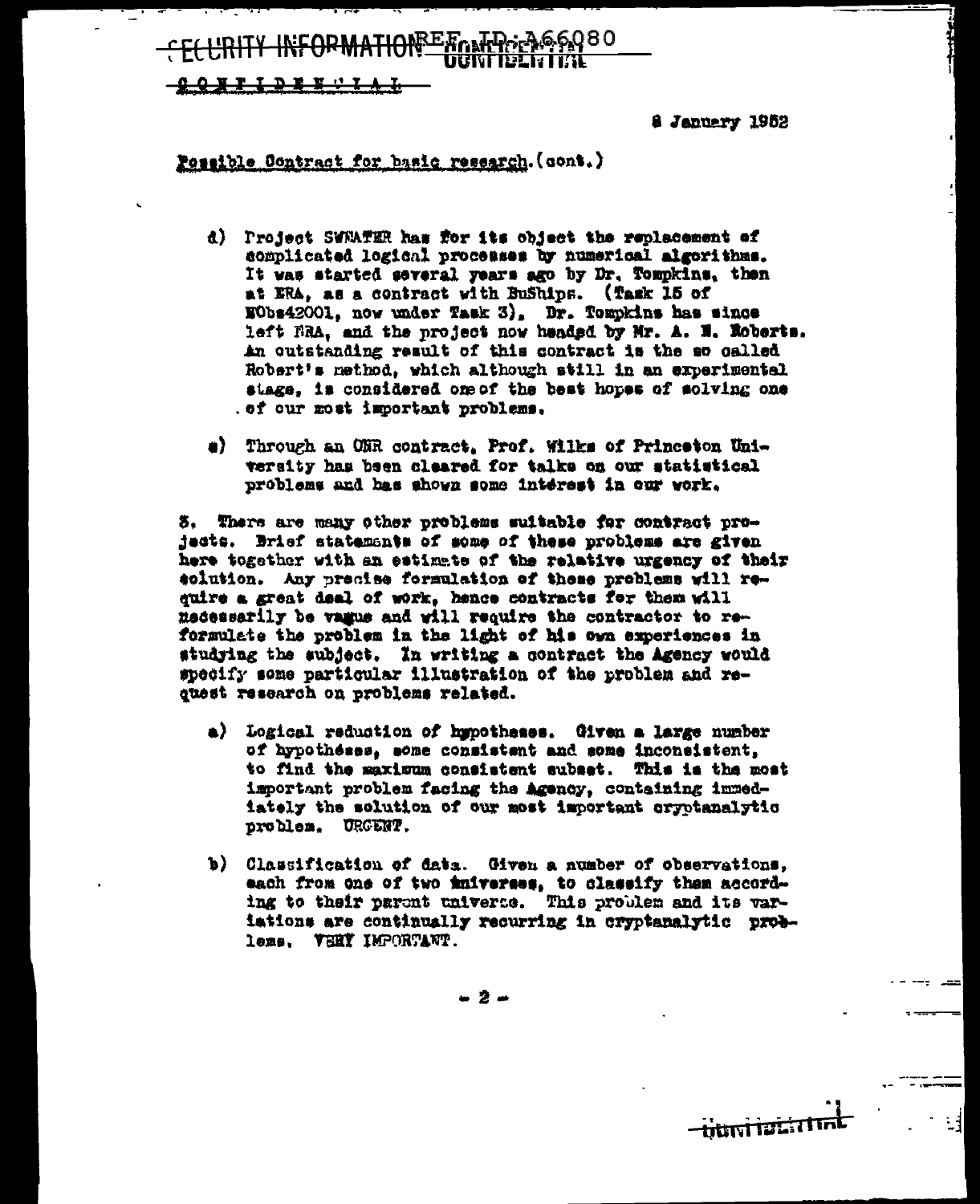SECURITY INFORMATION REF ID:A66080

CONFIDENTIAL

8 January 1952

Possible Contract for basic research. (cont.)

d) Project SWEATER has for its object the replacement of complicated logical processes by numerical algorithms. It was started several years ago by Dr. Tompkins, then at ERA, as a contract with BuShips. (Task 15 of NObs42001, now under Task 3). Dr. Tompkins has since left ERA, and the project now headed by Mr. A. E. Roberts. An outstanding result of this contract is the so called Robert's method, which although still in an experimental stage, is considered one of the best hopes of solving one of our most important problems.

e) Through an ONR contract, Prof. Wilks of Princeton University has been cleared for talks on our statistical problems and has shown some interest in our work.

3. There are many other problems suitable for contract projects. Brief statements of some of these problems are given here together with an estimate of the relative urgency of their solution. Any precise formulation of these problems will require a great deal of work, hence contracts for them will necessarily be vague and will require the contractor to reformulate the problem in the light of his own experiences in studying the subject. In writing a contract the Agency would specify some particular illustration of the problem and request research on problems related.

a) Logical reduction of hypotheses. Given a large number of hypotheses, some consistent and some inconsistent, to find the maximum consistent subset. This is the most important problem facing the Agency, containing immediately the solution of our most important cryptanalytic problem. URGENT.

b) Classification of data. Given a number of observations, each from one of two universes, to classify them according to their parent universe. This problem and its variations are continually recurring in cryptanalytic problems. VERY IMPORTANT.

CONFIDENTIAL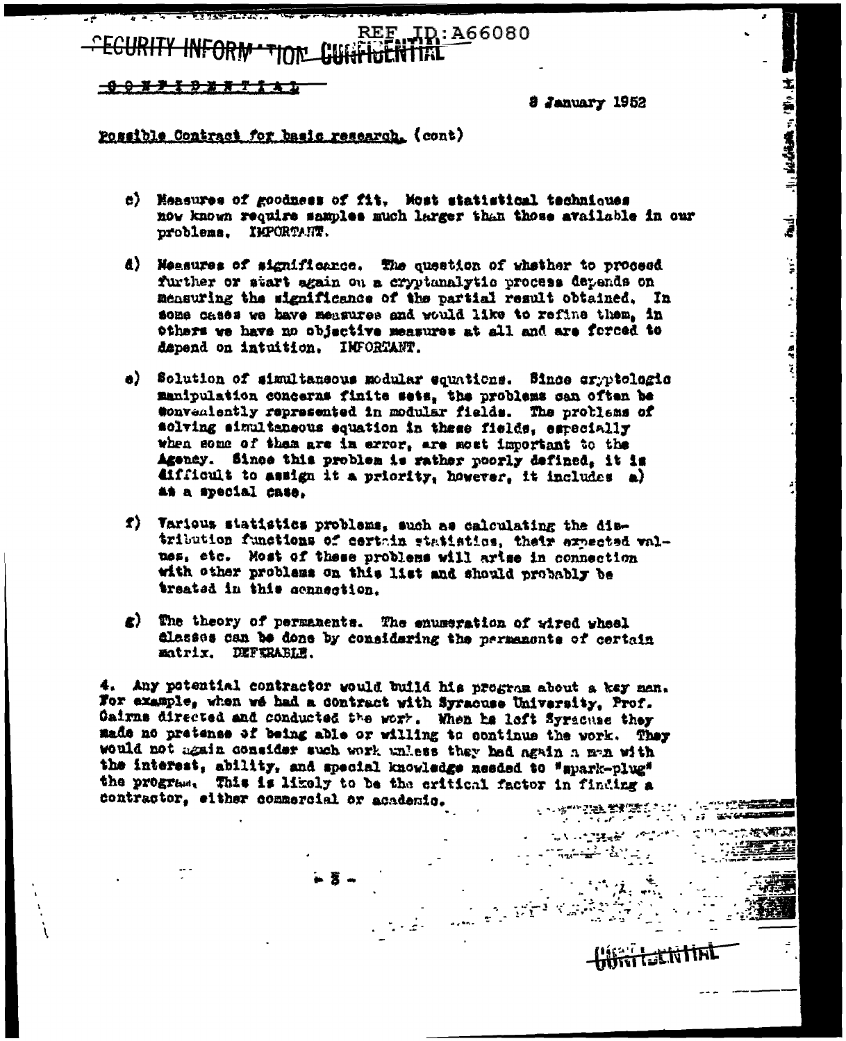SECURITY INFORMATION CONFIDENTIAL

C O N F I D E N T I A L

8 January 1952

Possible Contract for basic research. (cont)

c) Measures of goodness of fit. Most statistical techniques now known require samples much larger than those available in our problems. IMPORTANT.

d) Measures of significance. The question of whether to proceed further or start again on a cryptanalytic process depends on measuring the significance of the partial result obtained. In some cases we have measures and would like to refine them, in others we have no objective measures at all and are forced to depend on intuition. IMPORTANT.

e) Solution of simultaneous modular equations. Since cryptologic manipulation concerns finite sets, the problems can often be conveniently represented in modular fields. The problems of solving simultaneous equation in these fields, especially when some of them are in error, are most important to the Agency. Since this problem is rather poorly defined, it is difficult to assign it a priority, however, it includes a) as a special case.

f) Various statistics problems, such as calculating the distribution functions of certain statistics, their expected values, etc. Most of these problems will arise in connection with other problems on this list and should probably be treated in this connection.

g) The theory of permanents. The enumeration of wired wheel classes can be done by considering the permanents of certain matrix. DEFERABLE.

4. Any potential contractor would build his program about a key man. For example, when we had a contract with Syracuse University, Prof. Cairns directed and conducted the work. When he left Syracuse they made no pretense of being able or willing to continue the work. They would not again consider such work unless they had again a man with the interest, ability, and special knowledge needed to "spark-plug" the program. This is likely to be the critical factor in finding a contractor, either commercial or academic.

CONFIDENTIAL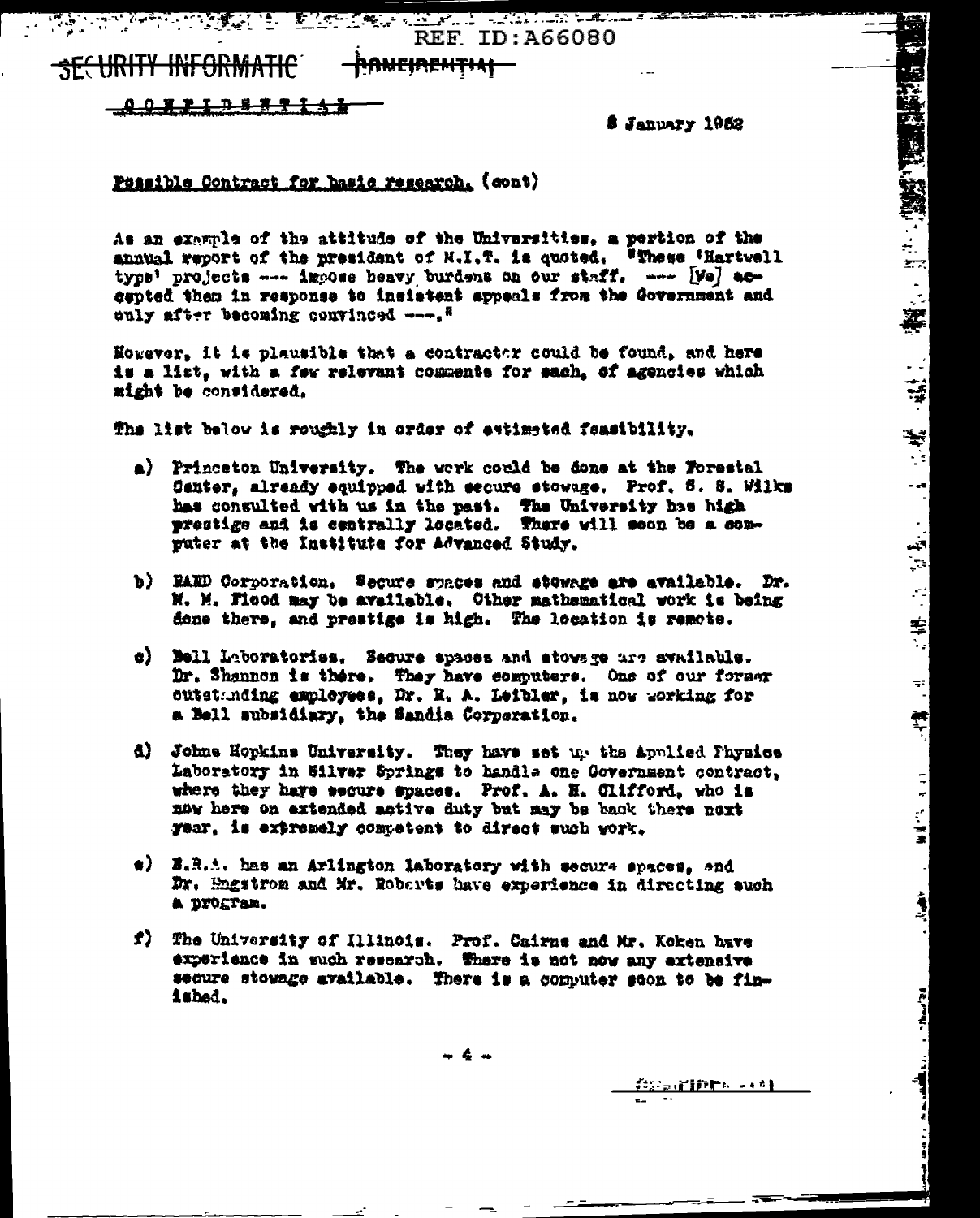REF ID:A66080

SECURITY INFORMATION CONFIDENTIAL

CONFIDENTIAL

8 January 1952

Possible Contract for basic research. (cont)

As an example of the attitude of the Universities, a portion of the annual report of the president of M.I.T. is quoted. "These 'Hartwell type' projects --- impose heavy burdens on our staff. --- [We] accepted them in response to insistent appeals from the Government and only after becoming convinced ---."

However, it is plausible that a contractor could be found, and here is a list, with a few relevant comments for each, of agencies which might be considered.

The list below is roughly in order of estimated feasibility.

a) Princeton University. The work could be done at the Forestal Center, already equipped with secure stowage. Prof. S. S. Wilks has consulted with us in the past. The University has high prestige and is centrally located. There will soon be a computer at the Institute for Advanced Study.

b) RAND Corporation. Secure spaces and stowage are available. Dr. M. M. Flood may be available. Other mathematical work is being done there, and prestige is high. The location is remote.

c) Bell Laboratories. Secure spaces and stowage are available. Dr. Shannon is there. They have computers. One of our former outstanding employees, Dr. R. A. Leibler, is now working for a Bell subsidiary, the Sandia Corporation.

d) Johns Hopkins University. They have set up the Applied Physics Laboratory in Silver Springs to handle one Government contract, where they have secure spaces. Prof. A. H. Clifford, who is now here on extended active duty but may be back there next year, is extremely competent to direct such work.

e) E.R.A. has an Arlington laboratory with secure spaces, and Dr. Engstrom and Mr. Roberts have experience in directing such a program.

f) The University of Illinois. Prof. Cairns and Mr. Koken have experience in such research. There is not now any extensive secure stowage available. There is a computer soon to be finished.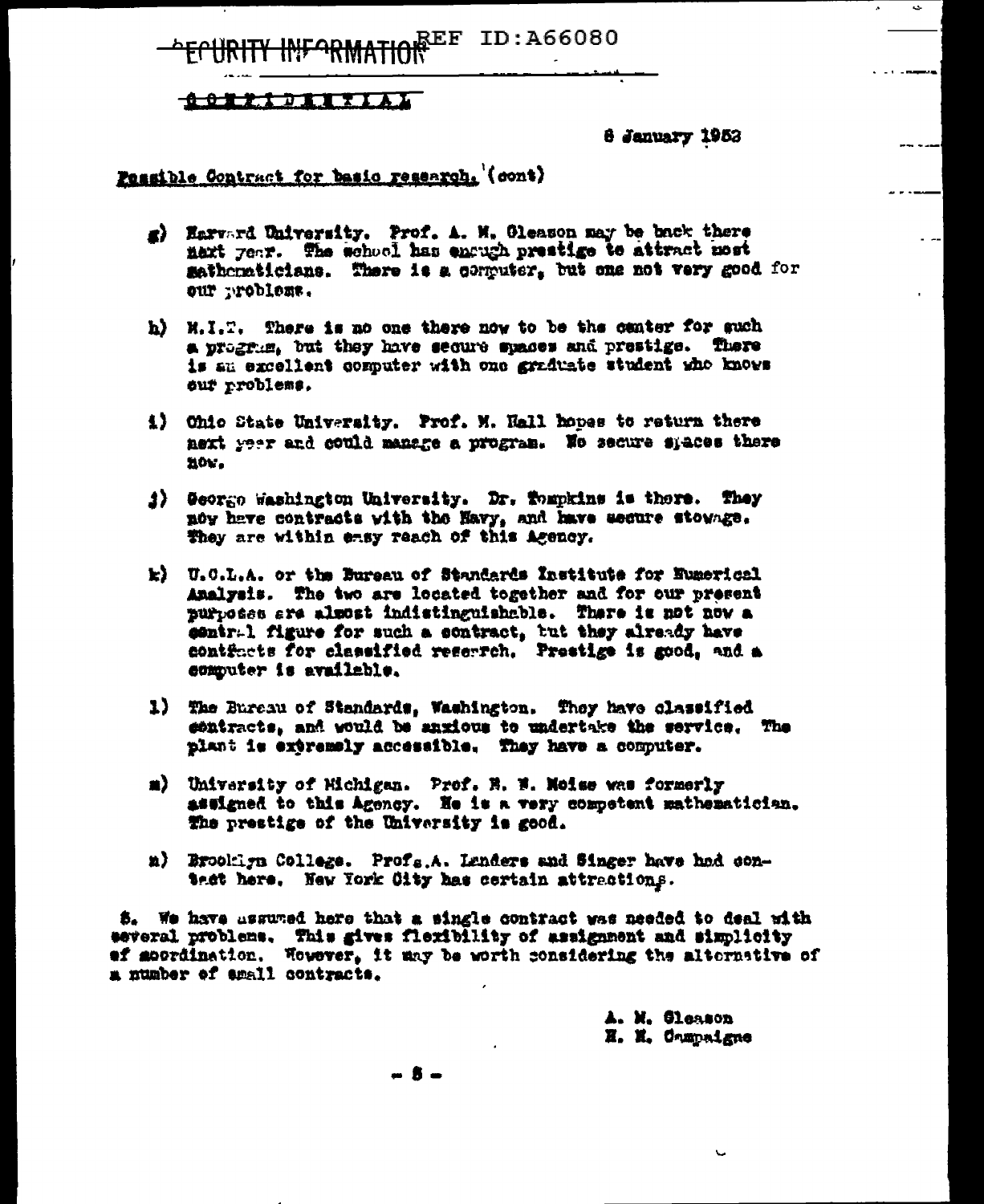SECURITY INFORMATION REF ID:A66080

CONFIDENTIAL

8 January 1953

Possible Contract for basic research. (cont)

g) Harvard University. Prof. A. M. Gleason may be back there next year. The school has enough prestige to attract most mathematicians. There is a computer, but one not very good for our problems.

h) M.I.T. There is no one there now to be the center for such a program, but they have secure spaces and prestige. There is an excellent computer with one graduate student who knows our problems.

i) Ohio State University. Prof. M. Hall hopes to return there next year and could manage a program. No secure spaces there now.

j) George Washington University. Dr. Tompkins is there. They now have contracts with the Navy, and have secure stowage. They are within easy reach of this Agency.

k) U.C.L.A. or the Bureau of Standards Institute for Numerical Analysis. The two are located together and for our present purposes are almost indistinguishable. There is not now a central figure for such a contract, but they already have contracts for classified research. Prestige is good, and a computer is available.

l) The Bureau of Standards, Washington. They have classified contracts, and would be anxious to undertake the service. The plant is extremely accessible. They have a computer.

m) University of Michigan. Prof. E. E. Moise was formerly assigned to this Agency. He is a very competent mathematician. The prestige of the University is good.

n) Brooklyn College. Profs. A. Landers and Singer have had contact here. New York City has certain attractions.

5. We have assumed here that a single contract was needed to deal with several problems. This gives flexibility of assignment and simplicity of coordination. However, it may be worth considering the alternative of a number of small contracts.

A. M. Gleason
H. H. Campaigne